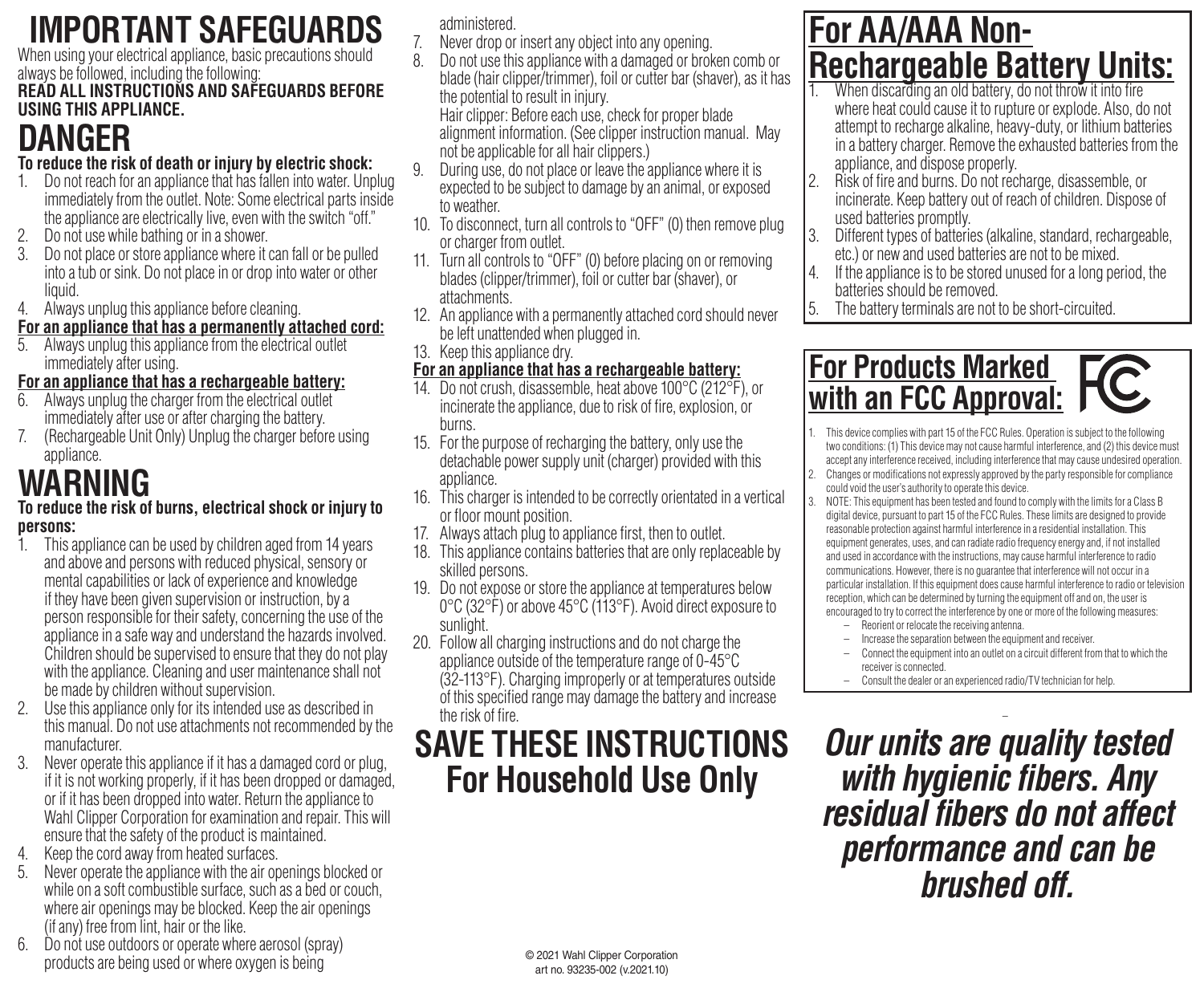# IMPORTANT SAFEGUARDS

When using your electrical appliance, basic precautions should always be followed, including the following:

**READ ALL INSTRUCTIONS AND SAFEGUARDS BEFORE USING THIS APPLIANCE.**

# DANGER

**To reduce the risk of death or injury by electric shock:**

1. Do not reach for an appliance that has fallen into water. Unplug immediately from the outlet. Note: Some electrical parts inside the appliance are electrically live, even with the switch "off."
2. Do not use while bathing or in a shower.
3. Do not place or store appliance where it can fall or be pulled into a tub or sink. Do not place in or drop into water or other liquid.
4. Always unplug this appliance before cleaning.

**For an appliance that has a permanently attached cord:**

5. Always unplug this appliance from the electrical outlet immediately after using.

**For an appliance that has a rechargeable battery:**

6. Always unplug the charger from the electrical outlet immediately after use or after charging the battery.
7. (Rechargeable Unit Only) Unplug the charger before using appliance.

# WARNING

**To reduce the risk of burns, electrical shock or injury to persons:**

1. This appliance can be used by children aged from 14 years and above and persons with reduced physical, sensory or mental capabilities or lack of experience and knowledge if they have been given supervision or instruction, by a person responsible for their safety, concerning the use of the appliance in a safe way and understand the hazards involved. Children should be supervised to ensure that they do not play with the appliance. Cleaning and user maintenance shall not be made by children without supervision.
2. Use this appliance only for its intended use as described in this manual. Do not use attachments not recommended by the manufacturer.
3. Never operate this appliance if it has a damaged cord or plug, if it is not working properly, if it has been dropped or damaged, or if it has been dropped into water. Return the appliance to Wahl Clipper Corporation for examination and repair. This will ensure that the safety of the product is maintained.
4. Keep the cord away from heated surfaces.
5. Never operate the appliance with the air openings blocked or while on a soft combustible surface, such as a bed or couch, where air openings may be blocked. Keep the air openings (if any) free from lint, hair or the like.
6. Do not use outdoors or operate where aerosol (spray) products are being used or where oxygen is being administered.
7. Never drop or insert any object into any opening.
8. Do not use this appliance with a damaged or broken comb or blade (hair clipper/trimmer), foil or cutter bar (shaver), as it has the potential to result in injury.
   Hair clipper: Before each use, check for proper blade alignment information. (See clipper instruction manual. May not be applicable for all hair clippers.)
9. During use, do not place or leave the appliance where it is expected to be subject to damage by an animal, or exposed to weather.
10. To disconnect, turn all controls to "OFF" (0) then remove plug or charger from outlet.
11. Turn all controls to "OFF" (0) before placing on or removing blades (clipper/trimmer), foil or cutter bar (shaver), or attachments.
12. An appliance with a permanently attached cord should never be left unattended when plugged in.
13. Keep this appliance dry.

**For an appliance that has a rechargeable battery:**

14. Do not crush, disassemble, heat above 100°C (212°F), or incinerate the appliance, due to risk of fire, explosion, or burns.
15. For the purpose of recharging the battery, only use the detachable power supply unit (charger) provided with this appliance.
16. This charger is intended to be correctly orientated in a vertical or floor mount position.
17. Always attach plug to appliance first, then to outlet.
18. This appliance contains batteries that are only replaceable by skilled persons.
19. Do not expose or store the appliance at temperatures below 0°C (32°F) or above 45°C (113°F). Avoid direct exposure to sunlight.
20. Follow all charging instructions and do not charge the appliance outside of the temperature range of 0-45°C (32-113°F). Charging improperly or at temperatures outside of this specified range may damage the battery and increase the risk of fire.

# SAVE THESE INSTRUCTIONS
## For Household Use Only

## For AA/AAA Non-Rechargeable Battery Units:

1. When discarding an old battery, do not throw it into fire where heat could cause it to rupture or explode. Also, do not attempt to recharge alkaline, heavy-duty, or lithium batteries in a battery charger. Remove the exhausted batteries from the appliance, and dispose properly.
2. Risk of fire and burns. Do not recharge, disassemble, or incinerate. Keep battery out of reach of children. Dispose of used batteries promptly.
3. Different types of batteries (alkaline, standard, rechargeable, etc.) or new and used batteries are not to be mixed.
4. If the appliance is to be stored unused for a long period, the batteries should be removed.
5. The battery terminals are not to be short-circuited.

## For Products Marked with an FCC Approval:

1. This device complies with part 15 of the FCC Rules. Operation is subject to the following two conditions: (1) This device may not cause harmful interference, and (2) this device must accept any interference received, including interference that may cause undesired operation.
2. Changes or modifications not expressly approved by the party responsible for compliance could void the user's authority to operate this device.
3. NOTE: This equipment has been tested and found to comply with the limits for a Class B digital device, pursuant to part 15 of the FCC Rules. These limits are designed to provide reasonable protection against harmful interference in a residential installation. This equipment generates, uses, and can radiate radio frequency energy and, if not installed and used in accordance with the instructions, may cause harmful interference to radio communications. However, there is no guarantee that interference will not occur in a particular installation. If this equipment does cause harmful interference to radio or television reception, which can be determined by turning the equipment off and on, the user is encouraged to try to correct the interference by one or more of the following measures:
   - Reorient or relocate the receiving antenna.
   - Increase the separation between the equipment and receiver.
   - Connect the equipment into an outlet on a circuit different from that to which the receiver is connected.
   - Consult the dealer or an experienced radio/TV technician for help.

***Our units are quality tested with hygienic fibers. Any residual fibers do not affect performance and can be brushed off.***

© 2021 Wahl Clipper Corporation
art no. 93235-002 (v.2021.10)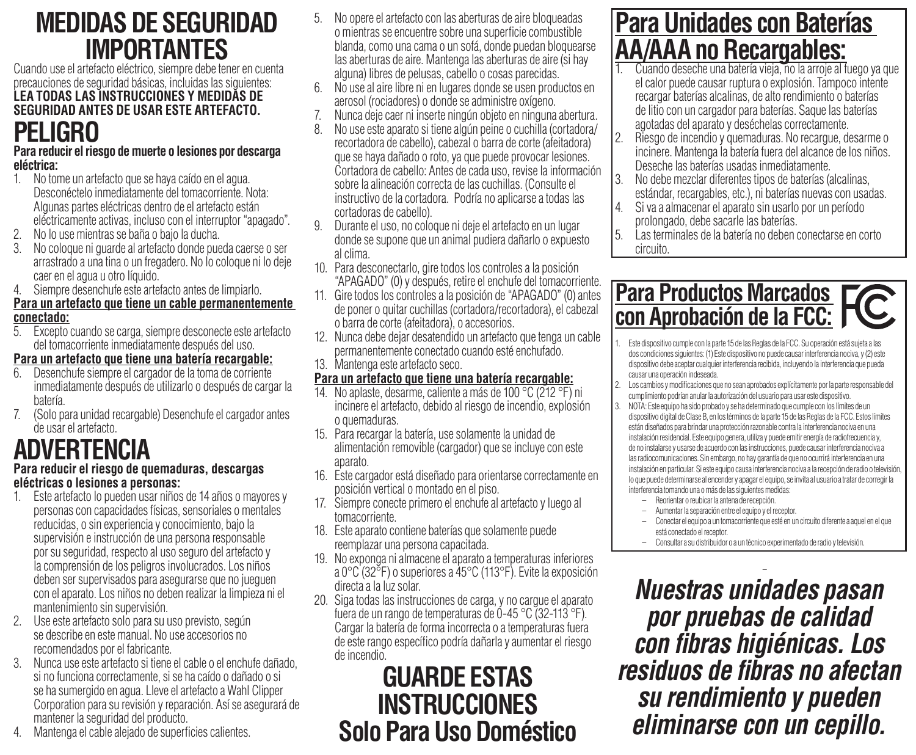# MEDIDAS DE SEGURIDAD IMPORTANTES

Cuando use el artefacto eléctrico, siempre debe tener en cuenta precauciones de seguridad básicas, incluidas las siguientes:
**LEA TODAS LAS INSTRUCCIONES Y MEDIDAS DE SEGURIDAD ANTES DE USAR ESTE ARTEFACTO.**

# PELIGRO

**Para reducir el riesgo de muerte o lesiones por descarga eléctrica:**

1. No tome un artefacto que se haya caído en el agua. Desconéctelo inmediatamente del tomacorriente. Nota: Algunas partes eléctricas dentro de el artefacto están eléctricamente activas, incluso con el interruptor "apagado".
2. No lo use mientras se baña o bajo la ducha.
3. No coloque ni guarde al artefacto donde pueda caerse o ser arrastrado a una tina o un fregadero. No lo coloque ni lo deje caer en el agua u otro líquido.
4. Siempre desenchufe este artefacto antes de limpiarlo.

**Para un artefacto que tiene un cable permanentemente conectado:**

5. Excepto cuando se carga, siempre desconecte este artefacto del tomacorriente inmediatamente después del uso.

**Para un artefacto que tiene una batería recargable:**

6. Desenchufe siempre el cargador de la toma de corriente inmediatamente después de utilizarlo o después de cargar la batería.
7. (Solo para unidad recargable) Desenchufe el cargador antes de usar el artefacto.

# ADVERTENCIA

**Para reducir el riesgo de quemaduras, descargas eléctricas o lesiones a personas:**

1. Este artefacto lo pueden usar niños de 14 años o mayores y personas con capacidades físicas, sensoriales o mentales reducidas, o sin experiencia y conocimiento, bajo la supervisión e instrucción de una persona responsable por su seguridad, respecto al uso seguro del artefacto y la comprensión de los peligros involucrados. Los niños deben ser supervisados para asegurarse que no jueguen con el aparato. Los niños no deben realizar la limpieza ni el mantenimiento sin supervisión.
2. Use este artefacto solo para su uso previsto, según se describe en este manual. No use accesorios no recomendados por el fabricante.
3. Nunca use este artefacto si tiene el cable o el enchufe dañado, si no funciona correctamente, si se ha caído o dañado o si se ha sumergido en agua. Lleve el artefacto a Wahl Clipper Corporation para su revisión y reparación. Así se asegurará de mantener la seguridad del producto.
4. Mantenga el cable alejado de superficies calientes.
5. No opere el artefacto con las aberturas de aire bloqueadas o mientras se encuentre sobre una superficie combustible blanda, como una cama o un sofá, donde puedan bloquearse las aberturas de aire. Mantenga las aberturas de aire (si hay alguna) libres de pelusas, cabello o cosas parecidas.
6. No use al aire libre ni en lugares donde se usen productos en aerosol (rociadores) o donde se administre oxígeno.
7. Nunca deje caer ni inserte ningún objeto en ninguna abertura.
8. No use este aparato si tiene algún peine o cuchilla (cortadora/recortadora de cabello), cabezal o barra de corte (afeitadora) que se haya dañado o roto, ya que puede provocar lesiones. Cortadora de cabello: Antes de cada uso, revise la información sobre la alineación correcta de las cuchillas. (Consulte el instructivo de la cortadora. Podría no aplicarse a todas las cortadoras de cabello).
9. Durante el uso, no coloque ni deje el artefacto en un lugar donde se supone que un animal pudiera dañarlo o expuesto al clima.
10. Para desconectarlo, gire todos los controles a la posición "APAGADO" (0) y después, retire el enchufe del tomacorriente.
11. Gire todos los controles a la posición de "APAGADO" (0) antes de poner o quitar cuchillas (cortadora/recortadora), el cabezal o barra de corte (afeitadora), o accesorios.
12. Nunca debe dejar desatendido un artefacto que tenga un cable permanentemente conectado cuando esté enchufado.
13. Mantenga este artefacto seco.

**Para un artefacto que tiene una batería recargable:**

14. No aplaste, desarme, caliente a más de 100 °C (212 °F) ni incinere el artefacto, debido al riesgo de incendio, explosión o quemaduras.
15. Para recargar la batería, use solamente la unidad de alimentación removible (cargador) que se incluye con este aparato.
16. Este cargador está diseñado para orientarse correctamente en posición vertical o montado en el piso.
17. Siempre conecte primero el enchufe al artefacto y luego al tomacorriente.
18. Este aparato contiene baterías que solamente puede reemplazar una persona capacitada.
19. No exponga ni almacene el aparato a temperaturas inferiores a 0°C (32°F) o superiores a 45°C (113°F). Evite la exposición directa a la luz solar.
20. Siga todas las instrucciones de carga, y no cargue el aparato fuera de un rango de temperaturas de 0-45 °C (32-113 °F). Cargar la batería de forma incorrecta o a temperaturas fuera de este rango específico podría dañarla y aumentar el riesgo de incendio.

## GUARDE ESTAS INSTRUCCIONES
## Solo Para Uso Doméstico

## Para Unidades con Baterías AA/AAA no Recargables:

1. Cuando deseche una batería vieja, no la arroje al fuego ya que el calor puede causar ruptura o explosión. Tampoco intente recargar baterías alcalinas, de alto rendimiento o baterías de litio con un cargador para baterías. Saque las baterías agotadas del aparato y deséchelas correctamente.
2. Riesgo de incendio y quemaduras. No recargue, desarme o incinere. Mantenga la batería fuera del alcance de los niños. Deseche las baterías usadas inmediatamente.
3. No debe mezclar diferentes tipos de baterías (alcalinas, estándar, recargables, etc.), ni baterías nuevas con usadas.
4. Si va a almacenar el aparato sin usarlo por un período prolongado, debe sacarle las baterías.
5. Las terminales de la batería no deben conectarse en corto circuito.

## Para Productos Marcados con Aprobación de la FCC:

1. Este dispositivo cumple con la parte 15 de las Reglas de la FCC. Su operación está sujeta a las dos condiciones siguientes: (1) Este dispositivo no puede causar interferencia nociva, y (2) este dispositivo debe aceptar cualquier interferencia recibida, incluyendo la interferencia que pueda causar una operación indeseada.
2. Los cambios y modificaciones que no sean aprobados explícitamente por la parte responsable del cumplimiento podrían anular la autorización del usuario para usar este dispositivo.
3. NOTA: Este equipo ha sido probado y se ha determinado que cumple con los límites de un dispositivo digital de Clase B, en los términos de la parte 15 de las Reglas de la FCC. Estos límites están diseñados para brindar una protección razonable contra la interferencia nociva en una instalación residencial. Este equipo genera, utiliza y puede emitir energía de radiofrecuencia y, de no instalarse y usarse de acuerdo con las instrucciones, puede causar interferencia nociva a las radiocomunicaciones. Sin embargo, no hay garantía de que no ocurrirá interferencia en una instalación en particular. Si este equipo causa interferencia nociva a la recepción de radio o televisión, lo que puede determinarse al encender y apagar el equipo, se invita al usuario a tratar de corregir la interferencia tomando una o más de las siguientes medidas:
   - Reorientar o reubicar la antena de recepción.
   - Aumentar la separación entre el equipo y el receptor.
   - Conectar el equipo a un tomacorriente que esté en un circuito diferente a aquel en el que está conectado el receptor.
   - Consultar a su distribuidor o a un técnico experimentado de radio y televisión.

***Nuestras unidades pasan por pruebas de calidad con fibras higiénicas. Los residuos de fibras no afectan su rendimiento y pueden eliminarse con un cepillo.***